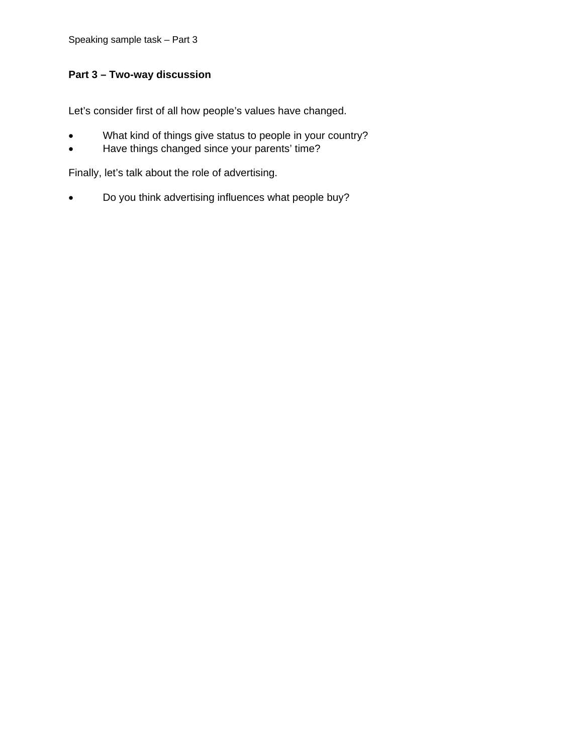Speaking sample task – Part 3

## Part 3 – Two-way discussion

Let's consider first of all how people's values have changed.

- What kind of things give status to people in your country?
- Have things changed since your parents' time?

Finally, let's talk about the role of advertising.

- Do you think advertising influences what people buy?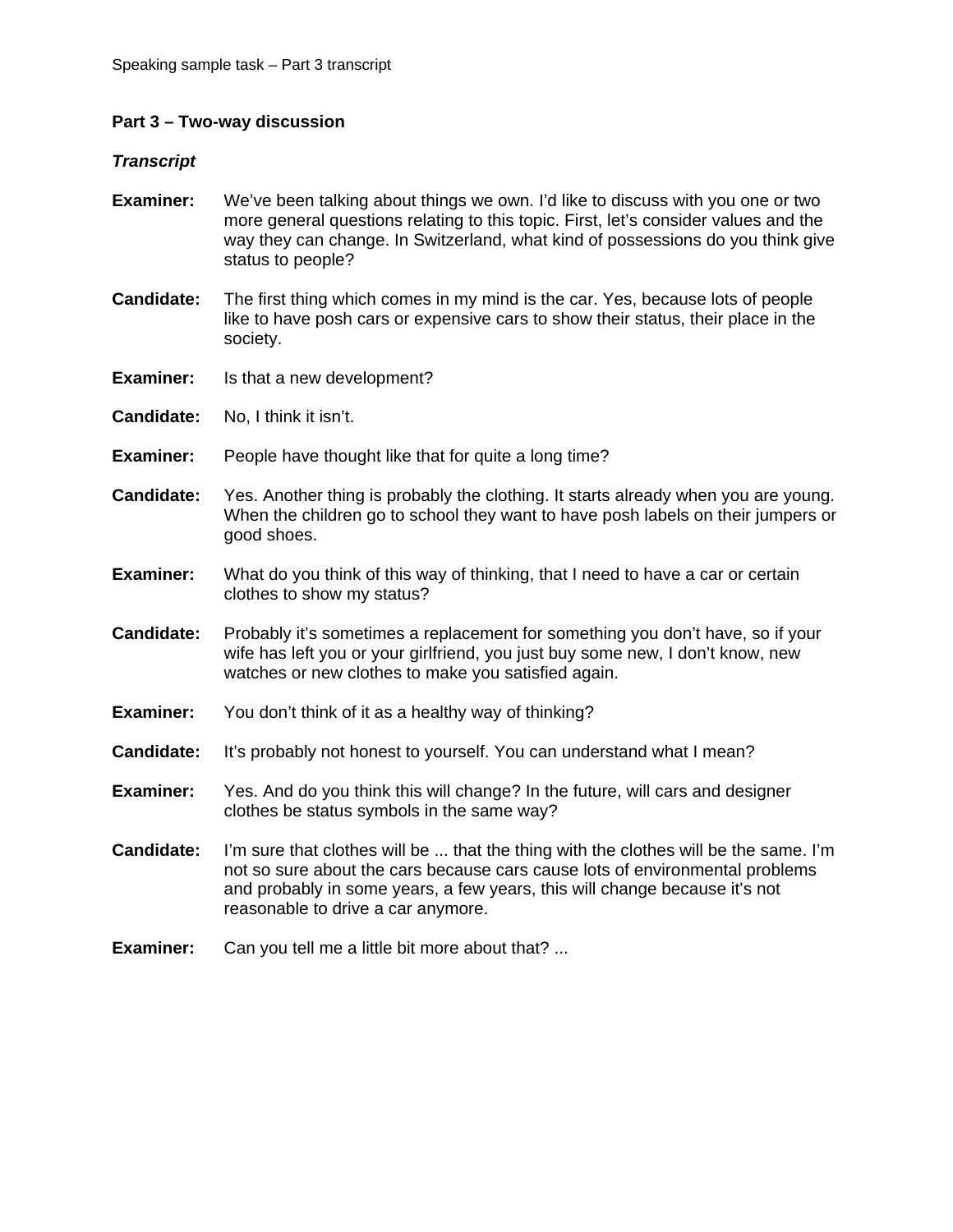## Part 3 – Two-way discussion

***Transcript***

**Examiner:** We've been talking about things we own. I'd like to discuss with you one or two more general questions relating to this topic. First, let's consider values and the way they can change. In Switzerland, what kind of possessions do you think give status to people?

**Candidate:** The first thing which comes in my mind is the car. Yes, because lots of people like to have posh cars or expensive cars to show their status, their place in the society.

**Examiner:** Is that a new development?

**Candidate:** No, I think it isn't.

**Examiner:** People have thought like that for quite a long time?

**Candidate:** Yes. Another thing is probably the clothing. It starts already when you are young. When the children go to school they want to have posh labels on their jumpers or good shoes.

**Examiner:** What do you think of this way of thinking, that I need to have a car or certain clothes to show my status?

**Candidate:** Probably it's sometimes a replacement for something you don't have, so if your wife has left you or your girlfriend, you just buy some new, I don't know, new watches or new clothes to make you satisfied again.

**Examiner:** You don't think of it as a healthy way of thinking?

**Candidate:** It's probably not honest to yourself. You can understand what I mean?

**Examiner:** Yes. And do you think this will change? In the future, will cars and designer clothes be status symbols in the same way?

**Candidate:** I'm sure that clothes will be ... that the thing with the clothes will be the same. I'm not so sure about the cars because cars cause lots of environmental problems and probably in some years, a few years, this will change because it's not reasonable to drive a car anymore.

**Examiner:** Can you tell me a little bit more about that? ...